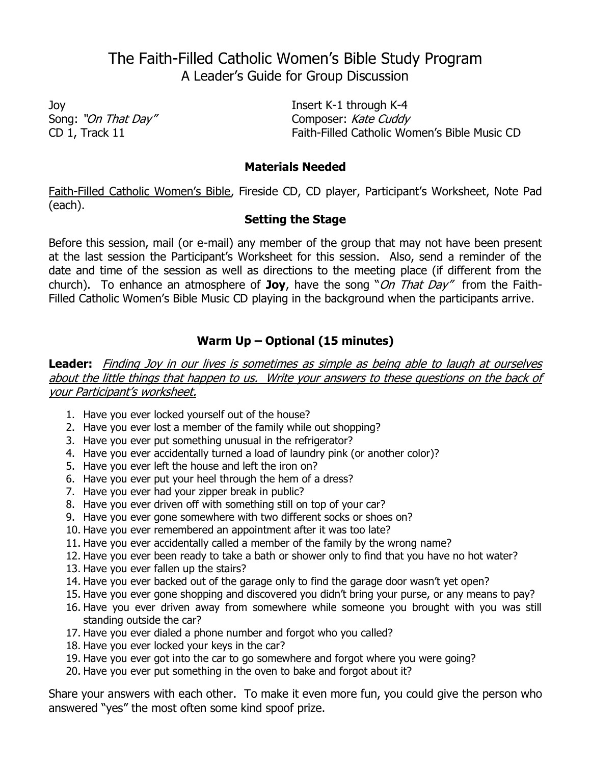# The Faith-Filled Catholic Women's Bible Study Program

## A Leader's Guide for Group Discussion

Joy
Song: *"On That Day"*
CD 1, Track 11

Insert K-1 through K-4
Composer: *Kate Cuddy*
Faith-Filled Catholic Women's Bible Music CD

### Materials Needed

Faith-Filled Catholic Women's Bible, Fireside CD, CD player, Participant's Worksheet, Note Pad (each).

### Setting the Stage

Before this session, mail (or e-mail) any member of the group that may not have been present at the last session the Participant's Worksheet for this session. Also, send a reminder of the date and time of the session as well as directions to the meeting place (if different from the church). To enhance an atmosphere of **Joy**, have the song "*On That Day"* from the Faith-Filled Catholic Women's Bible Music CD playing in the background when the participants arrive.

### Warm Up – Optional (15 minutes)

**Leader:** *Finding Joy in our lives is sometimes as simple as being able to laugh at ourselves about the little things that happen to us. Write your answers to these questions on the back of your Participant's worksheet.*

1. Have you ever locked yourself out of the house?
2. Have you ever lost a member of the family while out shopping?
3. Have you ever put something unusual in the refrigerator?
4. Have you ever accidentally turned a load of laundry pink (or another color)?
5. Have you ever left the house and left the iron on?
6. Have you ever put your heel through the hem of a dress?
7. Have you ever had your zipper break in public?
8. Have you ever driven off with something still on top of your car?
9. Have you ever gone somewhere with two different socks or shoes on?
10. Have you ever remembered an appointment after it was too late?
11. Have you ever accidentally called a member of the family by the wrong name?
12. Have you ever been ready to take a bath or shower only to find that you have no hot water?
13. Have you ever fallen up the stairs?
14. Have you ever backed out of the garage only to find the garage door wasn't yet open?
15. Have you ever gone shopping and discovered you didn't bring your purse, or any means to pay?
16. Have you ever driven away from somewhere while someone you brought with you was still standing outside the car?
17. Have you ever dialed a phone number and forgot who you called?
18. Have you ever locked your keys in the car?
19. Have you ever got into the car to go somewhere and forgot where you were going?
20. Have you ever put something in the oven to bake and forgot about it?

Share your answers with each other. To make it even more fun, you could give the person who answered "yes" the most often some kind spoof prize.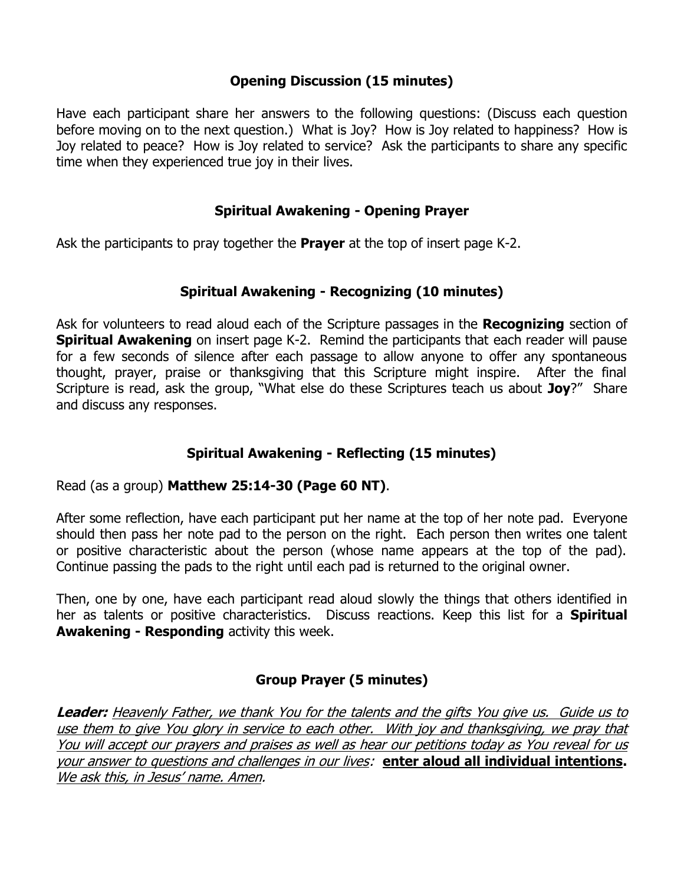## Opening Discussion (15 minutes)

Have each participant share her answers to the following questions: (Discuss each question before moving on to the next question.) What is Joy? How is Joy related to happiness? How is Joy related to peace? How is Joy related to service? Ask the participants to share any specific time when they experienced true joy in their lives.

## Spiritual Awakening - Opening Prayer

Ask the participants to pray together the **Prayer** at the top of insert page K-2.

## Spiritual Awakening - Recognizing (10 minutes)

Ask for volunteers to read aloud each of the Scripture passages in the **Recognizing** section of **Spiritual Awakening** on insert page K-2. Remind the participants that each reader will pause for a few seconds of silence after each passage to allow anyone to offer any spontaneous thought, prayer, praise or thanksgiving that this Scripture might inspire. After the final Scripture is read, ask the group, "What else do these Scriptures teach us about **Joy**?" Share and discuss any responses.

## Spiritual Awakening - Reflecting (15 minutes)

Read (as a group) **Matthew 25:14-30 (Page 60 NT)**.

After some reflection, have each participant put her name at the top of her note pad. Everyone should then pass her note pad to the person on the right. Each person then writes one talent or positive characteristic about the person (whose name appears at the top of the pad). Continue passing the pads to the right until each pad is returned to the original owner.

Then, one by one, have each participant read aloud slowly the things that others identified in her as talents or positive characteristics. Discuss reactions. Keep this list for a **Spiritual Awakening - Responding** activity this week.

## Group Prayer (5 minutes)

***Leader:*** *Heavenly Father, we thank You for the talents and the gifts You give us. Guide us to use them to give You glory in service to each other. With joy and thanksgiving, we pray that You will accept our prayers and praises as well as hear our petitions today as You reveal for us your answer to questions and challenges in our lives:* **enter aloud all individual intentions.** *We ask this, in Jesus' name. Amen.*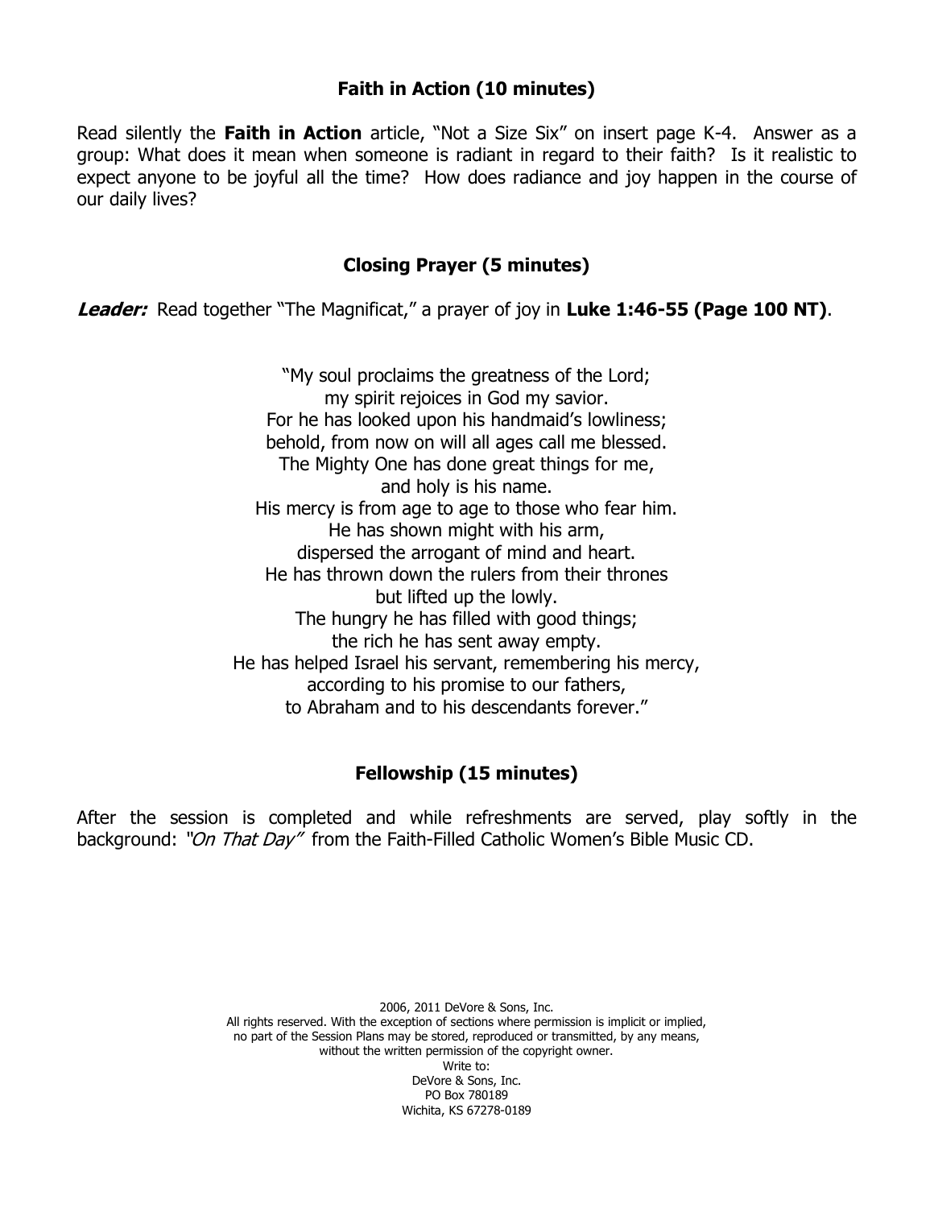## Faith in Action (10 minutes)

Read silently the **Faith in Action** article, "Not a Size Six" on insert page K-4. Answer as a group: What does it mean when someone is radiant in regard to their faith? Is it realistic to expect anyone to be joyful all the time? How does radiance and joy happen in the course of our daily lives?

## Closing Prayer (5 minutes)

***Leader:*** Read together "The Magnificat," a prayer of joy in **Luke 1:46-55 (Page 100 NT)**.

"My soul proclaims the greatness of the Lord;
my spirit rejoices in God my savior.
For he has looked upon his handmaid's lowliness;
behold, from now on will all ages call me blessed.
The Mighty One has done great things for me,
and holy is his name.
His mercy is from age to age to those who fear him.
He has shown might with his arm,
dispersed the arrogant of mind and heart.
He has thrown down the rulers from their thrones
but lifted up the lowly.
The hungry he has filled with good things;
the rich he has sent away empty.
He has helped Israel his servant, remembering his mercy,
according to his promise to our fathers,
to Abraham and to his descendants forever."

## Fellowship (15 minutes)

After the session is completed and while refreshments are served, play softly in the background: *"On That Day"* from the Faith-Filled Catholic Women's Bible Music CD.

2006, 2011 DeVore & Sons, Inc.
All rights reserved. With the exception of sections where permission is implicit or implied, no part of the Session Plans may be stored, reproduced or transmitted, by any means, without the written permission of the copyright owner.
Write to:
DeVore & Sons, Inc.
PO Box 780189
Wichita, KS 67278-0189